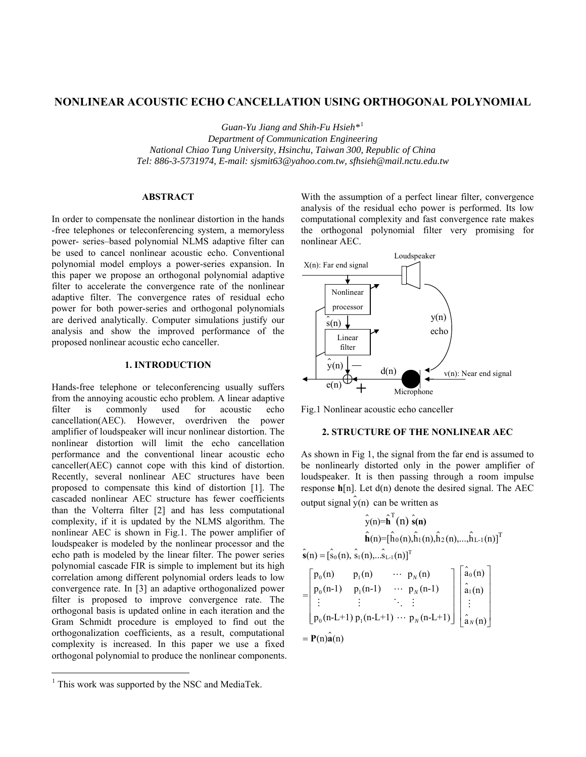# NONLINEAR ACOUSTIC ECHO CANCELLATION USING ORTHOGONAL POLYNOMIAL

*Guan-Yu Jiang and Shih-Fu Hsieh*[1]*
*Department of Communication Engineering*
*National Chiao Tung University, Hsinchu, Taiwan 300, Republic of China*
*Tel: 886-3-5731974, E-mail: sjsmit63@yahoo.com.tw, sfhsieh@mail.nctu.edu.tw*

## ABSTRACT

In order to compensate the nonlinear distortion in the hands -free telephones or teleconferencing system, a memoryless power- series–based polynomial NLMS adaptive filter can be used to cancel nonlinear acoustic echo. Conventional polynomial model employs a power-series expansion. In this paper we propose an orthogonal polynomial adaptive filter to accelerate the convergence rate of the nonlinear adaptive filter. The convergence rates of residual echo power for both power-series and orthogonal polynomials are derived analytically. Computer simulations justify our analysis and show the improved performance of the proposed nonlinear acoustic echo canceller.

## 1. INTRODUCTION

Hands-free telephone or teleconferencing usually suffers from the annoying acoustic echo problem. A linear adaptive filter is commonly used for acoustic echo cancellation(AEC). However, overdriven the power amplifier of loudspeaker will incur nonlinear distortion. The nonlinear distortion will limit the echo cancellation performance and the conventional linear acoustic echo canceller(AEC) cannot cope with this kind of distortion. Recently, several nonlinear AEC structures have been proposed to compensate this kind of distortion [1]. The cascaded nonlinear AEC structure has fewer coefficients than the Volterra filter [2] and has less computational complexity, if it is updated by the NLMS algorithm. The nonlinear AEC is shown in Fig.1. The power amplifier of loudspeaker is modeled by the nonlinear processor and the echo path is modeled by the linear filter. The power series polynomial cascade FIR is simple to implement but its high correlation among different polynomial orders leads to low convergence rate. In [3] an adaptive orthogonalized power filter is proposed to improve convergence rate. The orthogonal basis is updated online in each iteration and the Gram Schmidt procedure is employed to find out the orthogonalization coefficients, as a result, computational complexity is increased. In this paper we use a fixed orthogonal polynomial to produce the nonlinear components. With the assumption of a perfect linear filter, convergence analysis of the residual echo power is performed. Its low computational complexity and fast convergence rate makes the orthogonal polynomial filter very promising for nonlinear AEC.

Fig.1 Nonlinear acoustic echo canceller

## 2. STRUCTURE OF THE NONLINEAR AEC

As shown in Fig 1, the signal from the far end is assumed to be nonlinearly distorted only in the power amplifier of loudspeaker. It is then passing through a room impulse response $\mathbf{h}[n]$. Let d(n) denote the desired signal. The AEC output signal $\hat{y}(n)$ can be written as

$$\hat{y}(n)=\hat{\mathbf{h}}^T(n)\,\hat{\mathbf{s}}(n)$$

$$\hat{\mathbf{h}}(n)=[\hat{h}_0(n),\hat{h}_1(n),\hat{h}_2(n),...,\hat{h}_{L-1}(n)]^T$$

$$\hat{\mathbf{s}}(n)=[\hat{s}_0(n),\,\hat{s}_1(n),...\hat{s}_{L-1}(n)]^T$$

$$=\begin{bmatrix} p_0(n) & p_1(n) & \cdots & p_N(n) \\ p_0(n\text{-}1) & p_1(n\text{-}1) & \cdots & p_N(n\text{-}1) \\ \vdots & \vdots & \ddots & \vdots \\ p_0(n\text{-}L\text{+}1) & p_1(n\text{-}L\text{+}1) & \cdots & p_N(n\text{-}L\text{+}1) \end{bmatrix} \begin{bmatrix} \hat{a}_0(n) \\ \hat{a}_1(n) \\ \vdots \\ \hat{a}_N(n) \end{bmatrix}$$

$$=\mathbf{P}(n)\hat{\mathbf{a}}(n)$$

[1] This work was supported by the NSC and MediaTek.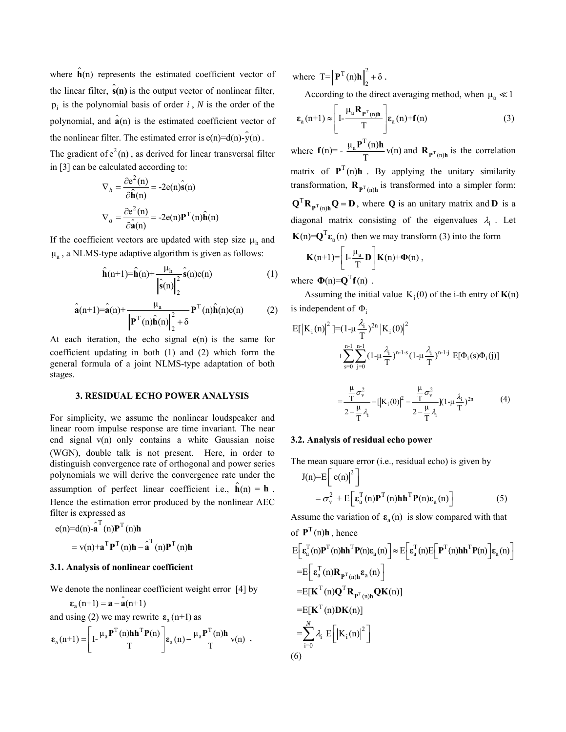where $\hat{\mathbf{h}}(n)$ represents the estimated coefficient vector of the linear filter, $\hat{\mathbf{s}}(\mathbf{n})$ is the output vector of nonlinear filter, $p_i$ is the polynomial basis of order $i$, $N$ is the order of the polynomial, and $\hat{\mathbf{a}}(n)$ is the estimated coefficient vector of the nonlinear filter. The estimated error is $e(n)=d(n)-\hat{y}(n)$. The gradient of $e^2(n)$, as derived for linear transversal filter in [3] can be calculated according to:

$$\nabla_h = \frac{\partial e^2(n)}{\partial \hat{\mathbf{h}}(n)} = -2e(n)\hat{\mathbf{s}}(n)$$

$$\nabla_a = \frac{\partial e^2(n)}{\partial \hat{\mathbf{a}}(n)} = -2e(n)\mathbf{P}^T(n)\hat{\mathbf{h}}(n)$$

If the coefficient vectors are updated with step size $\mu_h$ and $\mu_a$, a NLMS-type adaptive algorithm is given as follows:

$$\hat{\mathbf{h}}(n+1)=\hat{\mathbf{h}}(n)+\frac{\mu_h}{\left\|\hat{\mathbf{s}}(n)\right\|_2^2}\hat{\mathbf{s}}(n)e(n) \tag{1}$$

$$\hat{\mathbf{a}}(n+1)=\hat{\mathbf{a}}(n)+\frac{\mu_a}{\left\|\mathbf{P}^T(n)\hat{\mathbf{h}}(n)\right\|_2^2+\delta}\mathbf{P}^T(n)\hat{\mathbf{h}}(n)e(n) \tag{2}$$

At each iteration, the echo signal e(n) is the same for coefficient updating in both (1) and (2) which form the general formula of a joint NLMS-type adaptation of both stages.

### 3. RESIDUAL ECHO POWER ANALYSIS

For simplicity, we assume the nonlinear loudspeaker and linear room impulse response are time invariant. The near end signal v(n) only contains a white Gaussian noise (WGN), double talk is not present. Here, in order to distinguish convergence rate of orthogonal and power series polynomials we will derive the convergence rate under the assumption of perfect linear coefficient i.e., $\hat{\mathbf{h}}(n) = \mathbf{h}$. Hence the estimation error produced by the nonlinear AEC filter is expressed as

$$e(n)=d(n)-\hat{\mathbf{a}}^T(n)\mathbf{P}^T(n)\mathbf{h}$$
$$= v(n)+\mathbf{a}^T\mathbf{P}^T(n)\mathbf{h}-\hat{\mathbf{a}}^T(n)\mathbf{P}^T(n)\mathbf{h}$$

#### 3.1. Analysis of nonlinear coefficient

We denote the nonlinear coefficient weight error [4] by

$$\boldsymbol{\varepsilon}_a(n+1)=\mathbf{a}-\hat{\mathbf{a}}(n+1)$$

and using (2) we may rewrite $\boldsymbol{\varepsilon}_a(n+1)$ as

$$\boldsymbol{\varepsilon}_a(n+1)=\left[I-\frac{\mu_a\mathbf{P}^T(n)\mathbf{h}\mathbf{h}^T\mathbf{P}(n)}{T}\right]\boldsymbol{\varepsilon}_a(n)-\frac{\mu_a\mathbf{P}^T(n)\mathbf{h}}{T}v(n),$$

where $T=\left\|\mathbf{P}^T(n)\mathbf{h}\right\|_2^2+\delta$.

According to the direct averaging method, when $\mu_a \ll 1$

$$\boldsymbol{\varepsilon}_a(n+1)\approx\left[I-\frac{\mu_a\mathbf{R}_{\mathbf{P}^T(n)\mathbf{h}}}{T}\right]\boldsymbol{\varepsilon}_a(n)+\mathbf{f}(n) \tag{3}$$

where $\mathbf{f}(n)=-\frac{\mu_a\mathbf{P}^T(n)\mathbf{h}}{T}v(n)$ and $\mathbf{R}_{\mathbf{P}^T(n)\mathbf{h}}$ is the correlation matrix of $\mathbf{P}^T(n)\mathbf{h}$. By applying the unitary similarity transformation, $\mathbf{R}_{\mathbf{P}^T(n)\mathbf{h}}$ is transformed into a simpler form: $\mathbf{Q}^T\mathbf{R}_{\mathbf{P}^T(n)\mathbf{h}}\mathbf{Q}=\mathbf{D}$, where $\mathbf{Q}$ is an unitary matrix and $\mathbf{D}$ is a diagonal matrix consisting of the eigenvalues $\lambda_i$. Let $\mathbf{K}(n)=\mathbf{Q}^T\boldsymbol{\varepsilon}_a(n)$ then we may transform (3) into the form

$$\mathbf{K}(n+1)=\left[I-\frac{\mu_a}{T}\mathbf{D}\right]\mathbf{K}(n)+\boldsymbol{\Phi}(n),$$

where $\boldsymbol{\Phi}(n)=\mathbf{Q}^T\mathbf{f}(n)$.

Assuming the initial value $K_i(0)$ of the i-th entry of $\mathbf{K}(n)$ is independent of $\Phi_i$

$$E[|K_i(n)|^2]=(1-\mu\frac{\lambda_i}{T})^{2n}|K_i(0)|^2 + \sum_{s=0}^{n-1}\sum_{j=0}^{n-1}(1-\mu\frac{\lambda_i}{T})^{n-1-s}(1-\mu\frac{\lambda_i}{T})^{n-1-j}E[\Phi_i(s)\Phi_i(j)]$$

$$=\frac{\frac{\mu}{T}\sigma_v^2}{2-\frac{\mu}{T}\lambda_i}+[|K_i(0)|^2-\frac{\frac{\mu}{T}\sigma_v^2}{2-\frac{\mu}{T}\lambda_i}](1-\mu\frac{\lambda_i}{T})^{2n} \tag{4}$$

#### 3.2. Analysis of residual echo power

The mean square error (i.e., residual echo) is given by

$$J(n)=E\left[|e(n)|^2\right]$$
$$=\sigma_v^2+E\left[\boldsymbol{\varepsilon}_a^T(n)\mathbf{P}^T(n)\mathbf{h}\mathbf{h}^T\mathbf{P}(n)\boldsymbol{\varepsilon}_a(n)\right] \tag{5}$$

Assume the variation of $\boldsymbol{\varepsilon}_a(n)$ is slow compared with that of $\mathbf{P}^T(n)\mathbf{h}$, hence

$$E\left[\boldsymbol{\varepsilon}_a^T(n)\mathbf{P}^T(n)\mathbf{h}\mathbf{h}^T\mathbf{P}(n)\boldsymbol{\varepsilon}_a(n)\right]\approx E\left[\boldsymbol{\varepsilon}_a^T(n)E\left[\mathbf{P}^T(n)\mathbf{h}\mathbf{h}^T\mathbf{P}(n)\right]\boldsymbol{\varepsilon}_a(n)\right]$$
$$=E\left[\boldsymbol{\varepsilon}_a^T(n)\mathbf{R}_{\mathbf{P}^T(n)\mathbf{h}}\boldsymbol{\varepsilon}_a(n)\right]$$
$$=E[\mathbf{K}^T(n)\mathbf{Q}^T\mathbf{R}_{\mathbf{P}^T(n)\mathbf{h}}\mathbf{Q}\mathbf{K}(n)]$$
$$=E[\mathbf{K}^T(n)\mathbf{D}\mathbf{K}(n)]$$
$$=\sum_{i=0}^{N}\lambda_i\,E\left[|K_i(n)|^2\right]$$

(6)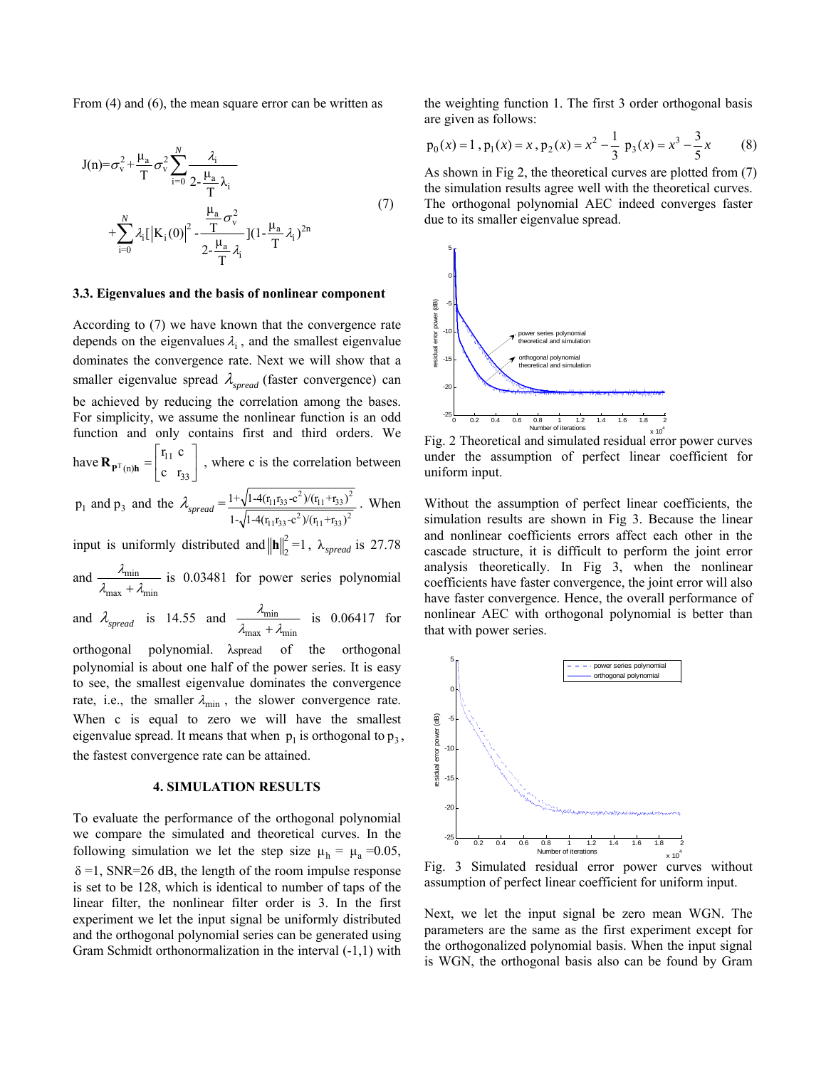From (4) and (6), the mean square error can be written as

$$J(n)=\sigma_v^2+\frac{\mu_a}{T}\sigma_v^2\sum_{i=0}^{N}\frac{\lambda_i}{2-\frac{\mu_a}{T}\lambda_i}+\sum_{i=0}^{N}\lambda_i\left[\left|K_i(0)\right|^2-\frac{\frac{\mu_a}{T}\sigma_v^2}{2-\frac{\mu_a}{T}\lambda_i}\right](1-\frac{\mu_a}{T}\lambda_i)^{2n} \tag{7}$$

### 3.3. Eigenvalues and the basis of nonlinear component

According to (7) we have known that the convergence rate depends on the eigenvalues $\lambda_i$, and the smallest eigenvalue dominates the convergence rate. Next we will show that a smaller eigenvalue spread $\lambda_{spread}$ (faster convergence) can be achieved by reducing the correlation among the bases. For simplicity, we assume the nonlinear function is an odd function and only contains first and third orders. We have $\mathbf{R}_{\mathbf{P}^T(n)\mathbf{h}}=\begin{bmatrix} r_{11} & c \\ c & r_{33}\end{bmatrix}$, where c is the correlation between $p_1$ and $p_3$ and the $\lambda_{spread}=\frac{1+\sqrt{1-4(r_{11}r_{33}-c^2)/(r_{11}+r_{33})^2}}{1-\sqrt{1-4(r_{11}r_{33}-c^2)/(r_{11}+r_{33})^2}}$. When input is uniformly distributed and $\|\mathbf{h}\|_2^2=1$, $\lambda_{spread}$ is 27.78 and $\frac{\lambda_{min}}{\lambda_{max}+\lambda_{min}}$ is 0.03481 for power series polynomial and $\lambda_{spread}$ is 14.55 and $\frac{\lambda_{min}}{\lambda_{max}+\lambda_{min}}$ is 0.06417 for orthogonal polynomial. $\lambda_{spread}$ of the orthogonal polynomial is about one half of the power series. It is easy to see, the smallest eigenvalue dominates the convergence rate, i.e., the smaller $\lambda_{min}$, the slower convergence rate. When c is equal to zero we will have the smallest eigenvalue spread. It means that when $p_1$ is orthogonal to $p_3$, the fastest convergence rate can be attained.

## 4. SIMULATION RESULTS

To evaluate the performance of the orthogonal polynomial we compare the simulated and theoretical curves. In the following simulation we let the step size $\mu_h=\mu_a=0.05$, $\delta=1$, SNR=26 dB, the length of the room impulse response is set to be 128, which is identical to number of taps of the linear filter, the nonlinear filter order is 3. In the first experiment we let the input signal be uniformly distributed and the orthogonal polynomial series can be generated using Gram Schmidt orthonormalization in the interval (-1,1) with the weighting function 1. The first 3 order orthogonal basis are given as follows:

$$p_0(x)=1\,,\; p_1(x)=x\,,\; p_2(x)=x^2-\frac{1}{3}\;\; p_3(x)=x^3-\frac{3}{5}x \tag{8}$$

As shown in Fig 2, the theoretical curves are plotted from (7) the simulation results agree well with the theoretical curves. The orthogonal polynomial AEC indeed converges faster due to its smaller eigenvalue spread.

Fig. 2 Theoretical and simulated residual error power curves under the assumption of perfect linear coefficient for uniform input.

Without the assumption of perfect linear coefficients, the simulation results are shown in Fig 3. Because the linear and nonlinear coefficients errors affect each other in the cascade structure, it is difficult to perform the joint error analysis theoretically. In Fig 3, when the nonlinear coefficients have faster convergence, the joint error will also have faster convergence. Hence, the overall performance of nonlinear AEC with orthogonal polynomial is better than that with power series.

Fig. 3 Simulated residual error power curves without assumption of perfect linear coefficient for uniform input.

Next, we let the input signal be zero mean WGN. The parameters are the same as the first experiment except for the orthogonalized polynomial basis. When the input signal is WGN, the orthogonal basis also can be found by Gram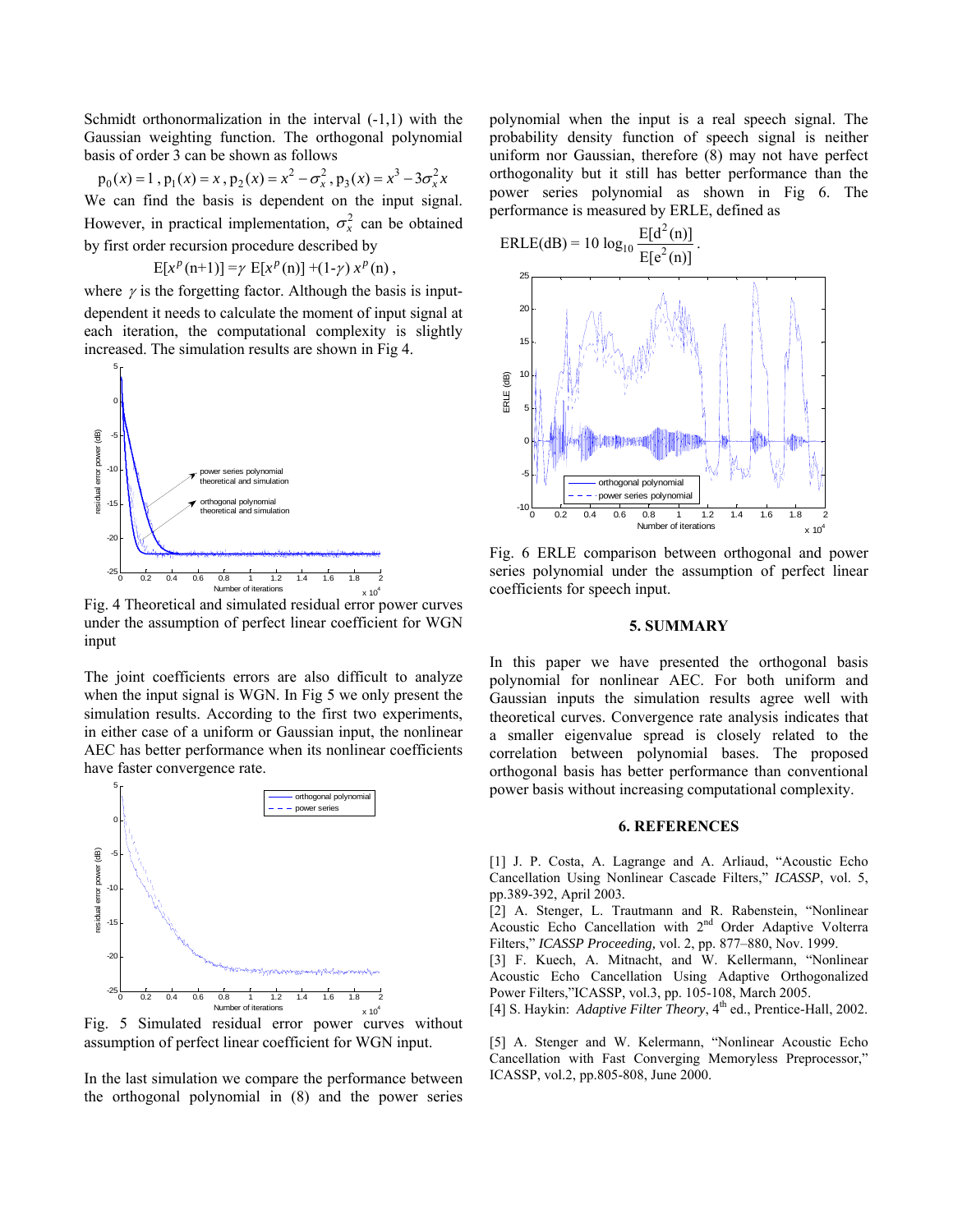Schmidt orthonormalization in the interval (-1,1) with the Gaussian weighting function. The orthogonal polynomial basis of order 3 can be shown as follows

$$p_0(x) = 1 \,,\, p_1(x) = x \,,\, p_2(x) = x^2 - \sigma_x^2 \,,\, p_3(x) = x^3 - 3\sigma_x^2 x$$

We can find the basis is dependent on the input signal. However, in practical implementation, $\sigma_x^2$ can be obtained by first order recursion procedure described by

$$E[x^p(n+1)] = \gamma\, E[x^p(n)] + (1-\gamma)\, x^p(n)\,,$$

where $\gamma$ is the forgetting factor. Although the basis is input-dependent it needs to calculate the moment of input signal at each iteration, the computational complexity is slightly increased. The simulation results are shown in Fig 4.

5
0
-5
-10
-15
-20
-25
residual error power (dB)
0 0.2 0.4 0.6 0.8 1 1.2 1.4 1.6 1.8 2
Number of iterations
x 10^4
power series polynomial theoretical and simulation
orthogonal polynomial theoretical and simulation

Fig. 4 Theoretical and simulated residual error power curves under the assumption of perfect linear coefficient for WGN input

The joint coefficients errors are also difficult to analyze when the input signal is WGN. In Fig 5 we only present the simulation results. According to the first two experiments, in either case of a uniform or Gaussian input, the nonlinear AEC has better performance when its nonlinear coefficients have faster convergence rate.

5
0
-5
-10
-15
-20
-25
residual error power (dB)
0 0.2 0.4 0.6 0.8 1 1.2 1.4 1.6 1.8 2
Number of iterations
x 10^4
orthogonal polynomial
power series

Fig. 5 Simulated residual error power curves without assumption of perfect linear coefficient for WGN input.

In the last simulation we compare the performance between the orthogonal polynomial in (8) and the power series polynomial when the input is a real speech signal. The probability density function of speech signal is neither uniform nor Gaussian, therefore (8) may not have perfect orthogonality but it still has better performance than the power series polynomial as shown in Fig 6. The performance is measured by ERLE, defined as

$$\text{ERLE(dB)} = 10\log_{10}\frac{E[d^2(n)]}{E[e^2(n)]}\,.$$

25
20
15
10
5
0
-5
-10
ERLE (dB)
0 0.2 0.4 0.6 0.8 1 1.2 1.4 1.6 1.8 2
Number of iterations
x 10^4
orthogonal polynomial
power series polynomial

Fig. 6 ERLE comparison between orthogonal and power series polynomial under the assumption of perfect linear coefficients for speech input.

## 5. SUMMARY

In this paper we have presented the orthogonal basis polynomial for nonlinear AEC. For both uniform and Gaussian inputs the simulation results agree well with theoretical curves. Convergence rate analysis indicates that a smaller eigenvalue spread is closely related to the correlation between polynomial bases. The proposed orthogonal basis has better performance than conventional power basis without increasing computational complexity.

## 6. REFERENCES

[1] J. P. Costa, A. Lagrange and A. Arliaud, "Acoustic Echo Cancellation Using Nonlinear Cascade Filters," *ICASSP*, vol. 5, pp.389-392, April 2003.

[2] A. Stenger, L. Trautmann and R. Rabenstein, "Nonlinear Acoustic Echo Cancellation with 2nd Order Adaptive Volterra Filters," *ICASSP Proceeding,* vol. 2, pp. 877–880, Nov. 1999.

[3] F. Kuech, A. Mitnacht, and W. Kellermann, "Nonlinear Acoustic Echo Cancellation Using Adaptive Orthogonalized Power Filters,"ICASSP, vol.3, pp. 105-108, March 2005.

[4] S. Haykin: *Adaptive Filter Theory*, 4th ed., Prentice-Hall, 2002.

[5] A. Stenger and W. Kelermann, "Nonlinear Acoustic Echo Cancellation with Fast Converging Memoryless Preprocessor," ICASSP, vol.2, pp.805-808, June 2000.